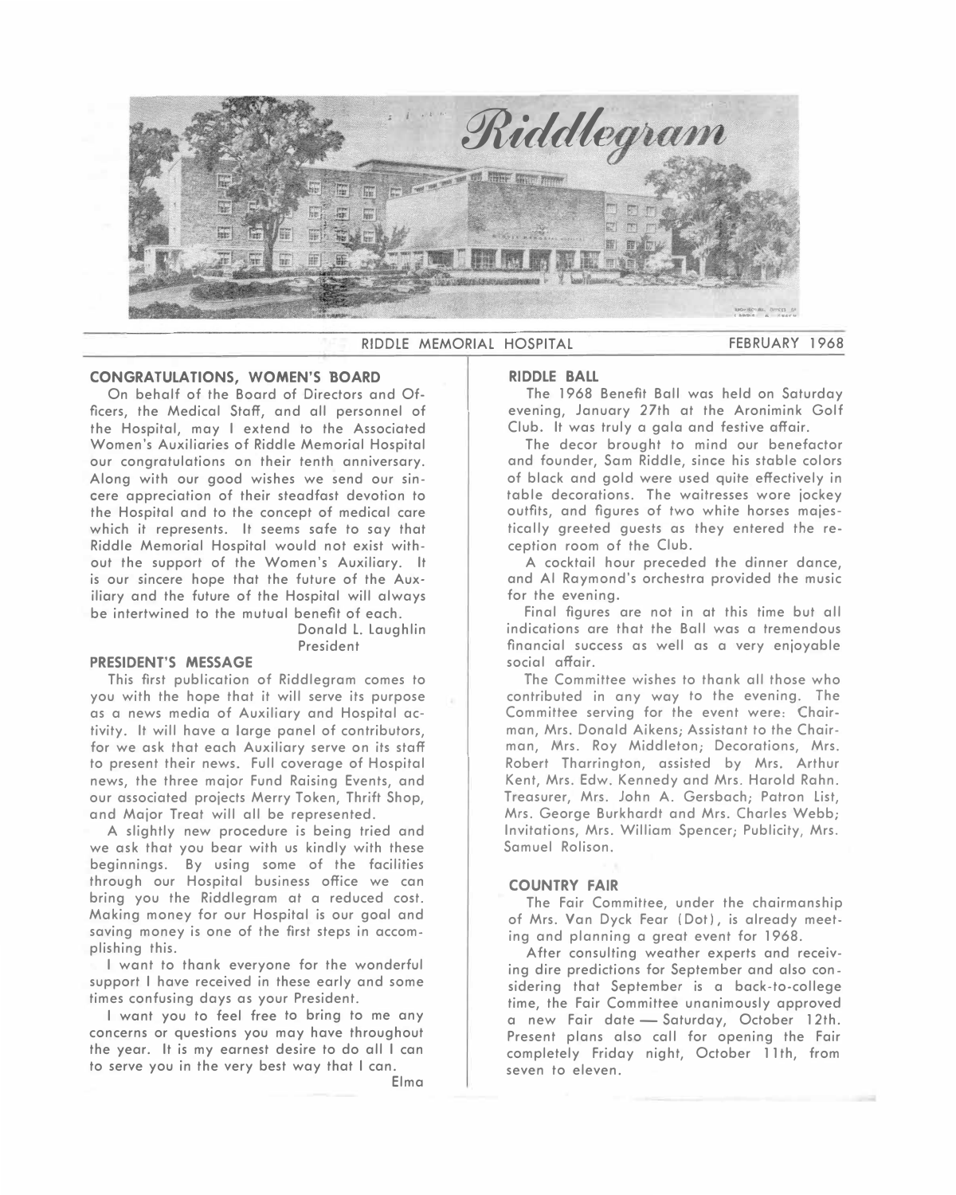# Riddlegram

RIDDLE MEMORIAL HOSPITAL — FEBRUARY 1968

## CONGRATULATIONS, WOMEN'S BOARD

On behalf of the Board of Directors and Officers, the Medical Staff, and all personnel of the Hospital, may I extend to the Associated Women's Auxiliaries of Riddle Memorial Hospital our congratulations on their tenth anniversary. Along with our good wishes we send our sincere appreciation of their steadfast devotion to the Hospital and to the concept of medical care which it represents. It seems safe to say that Riddle Memorial Hospital would not exist without the support of the Women's Auxiliary. It is our sincere hope that the future of the Auxiliary and the future of the Hospital will always be intertwined to the mutual benefit of each.

Donald L. Laughlin
President

## PRESIDENT'S MESSAGE

This first publication of Riddlegram comes to you with the hope that it will serve its purpose as a news media of Auxiliary and Hospital activity. It will have a large panel of contributors, for we ask that each Auxiliary serve on its staff to present their news. Full coverage of Hospital news, the three major Fund Raising Events, and our associated projects Merry Token, Thrift Shop, and Major Treat will all be represented.

A slightly new procedure is being tried and we ask that you bear with us kindly with these beginnings. By using some of the facilities through our Hospital business office we can bring you the Riddlegram at a reduced cost. Making money for our Hospital is our goal and saving money is one of the first steps in accomplishing this.

I want to thank everyone for the wonderful support I have received in these early and some times confusing days as your President.

I want you to feel free to bring to me any concerns or questions you may have throughout the year. It is my earnest desire to do all I can to serve you in the very best way that I can.

Elma

## RIDDLE BALL

The 1968 Benefit Ball was held on Saturday evening, January 27th at the Aronimink Golf Club. It was truly a gala and festive affair.

The decor brought to mind our benefactor and founder, Sam Riddle, since his stable colors of black and gold were used quite effectively in table decorations. The waitresses wore jockey outfits, and figures of two white horses majestically greeted guests as they entered the reception room of the Club.

A cocktail hour preceded the dinner dance, and Al Raymond's orchestra provided the music for the evening.

Final figures are not in at this time but all indications are that the Ball was a tremendous financial success as well as a very enjoyable social affair.

The Committee wishes to thank all those who contributed in any way to the evening. The Committee serving for the event were: Chairman, Mrs. Donald Aikens; Assistant to the Chairman, Mrs. Roy Middleton; Decorations, Mrs. Robert Tharrington, assisted by Mrs. Arthur Kent, Mrs. Edw. Kennedy and Mrs. Harold Rahn. Treasurer, Mrs. John A. Gersbach; Patron List, Mrs. George Burkhardt and Mrs. Charles Webb; Invitations, Mrs. William Spencer; Publicity, Mrs. Samuel Rolison.

## COUNTRY FAIR

The Fair Committee, under the chairmanship of Mrs. Van Dyck Fear (Dot), is already meeting and planning a great event for 1968.

After consulting weather experts and receiving dire predictions for September and also considering that September is a back-to-college time, the Fair Committee unanimously approved a new Fair date — Saturday, October 12th. Present plans also call for opening the Fair completely Friday night, October 11th, from seven to eleven.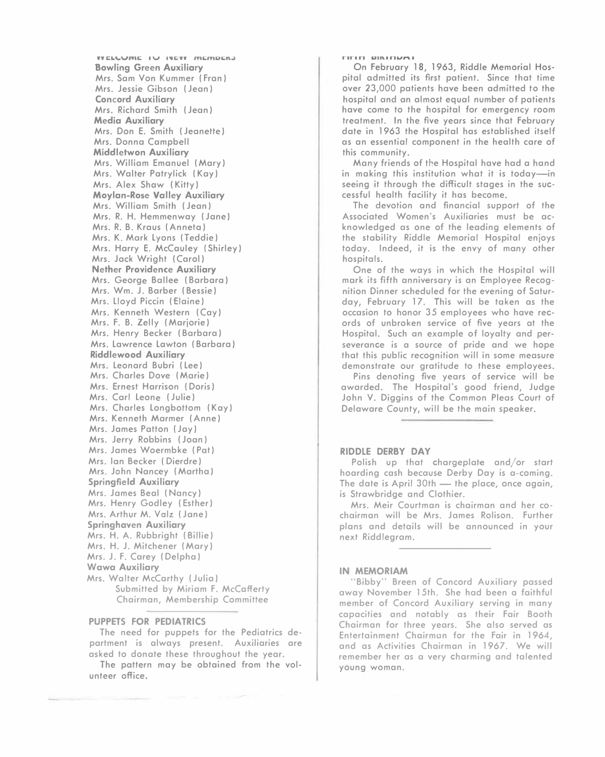## WELCOME TO NEW MEMBERS

**Bowling Green Auxiliary**
Mrs. Sam Von Kummer (Fran)
Mrs. Jessie Gibson (Jean)

**Concord Auxiliary**
Mrs. Richard Smith (Jean)

**Media Auxiliary**
Mrs. Don E. Smith (Jeanette)
Mrs. Donna Campbell

**Middletwon Auxiliary**
Mrs. William Emanuel (Mary)
Mrs. Walter Patrylick (Kay)
Mrs. Alex Shaw (Kitty)

**Moylan-Rose Valley Auxiliary**
Mrs. William Smith (Jean)
Mrs. R. H. Hemmenway (Jane)
Mrs. R. B. Kraus (Anneta)
Mrs. K. Mark Lyons (Teddie)
Mrs. Harry E. McCauley (Shirley)
Mrs. Jack Wright (Carol)

**Nether Providence Auxiliary**
Mrs. George Ballee (Barbara)
Mrs. Wm. J. Barber (Bessie)
Mrs. Lloyd Piccin (Elaine)
Mrs. Kenneth Western (Cay)
Mrs. F. B. Zelly (Marjorie)
Mrs. Henry Becker (Barbara)
Mrs. Lawrence Lawton (Barbara)

**Riddlewood Auxiliary**
Mrs. Leonard Bubri (Lee)
Mrs. Charles Dove (Marie)
Mrs. Ernest Harrison (Doris)
Mrs. Carl Leone (Julie)
Mrs. Charles Longbottom (Kay)
Mrs. Kenneth Marmer (Anne)
Mrs. James Patton (Jay)
Mrs. Jerry Robbins (Joan)
Mrs. James Woermbke (Pat)
Mrs. Ian Becker (Dierdre)
Mrs. John Nancey (Martha)

**Springfield Auxiliary**
Mrs. James Beal (Nancy)
Mrs. Henry Godley (Esther)
Mrs. Arthur M. Valz (Jane)

**Springhaven Auxiliary**
Mrs. H. A. Rubbright (Billie)
Mrs. H. J. Mitchener (Mary)
Mrs. J. F. Carey (Delpha)

**Wawa Auxiliary**
Mrs. Walter McCarthy (Julia)

Submitted by Miriam F. McCafferty
Chairman, Membership Committee

## PUPPETS FOR PEDIATRICS

The need for puppets for the Pediatrics department is always present. Auxiliaries are asked to donate these throughout the year.

The pattern may be obtained from the volunteer office.

## FIFTH BIRTHDAY

On February 18, 1963, Riddle Memorial Hospital admitted its first patient. Since that time over 23,000 patients have been admitted to the hospital and an almost equal number of patients have come to the hospital for emergency room treatment. In the five years since that February date in 1963 the Hospital has established itself as an essential component in the health care of this community.

Many friends of the Hospital have had a hand in making this institution what it is today—in seeing it through the difficult stages in the successful health facility it has become.

The devotion and financial support of the Associated Women's Auxiliaries must be acknowledged as one of the leading elements of the stability Riddle Memorial Hospital enjoys today. Indeed, it is the envy of many other hospitals.

One of the ways in which the Hospital will mark its fifth anniversary is an Employee Recognition Dinner scheduled for the evening of Saturday, February 17. This will be taken as the occasion to honor 35 employees who have records of unbroken service of five years at the Hospital. Such an example of loyalty and perseverance is a source of pride and we hope that this public recognition will in some measure demonstrate our gratitude to these employees.

Pins denoting five years of service will be awarded. The Hospital's good friend, Judge John V. Diggins of the Common Pleas Court of Delaware County, will be the main speaker.

## RIDDLE DERBY DAY

Polish up that chargeplate and/or start hoarding cash because Derby Day is a-coming. The date is April 30th — the place, once again, is Strawbridge and Clothier.

Mrs. Meir Courtman is chairman and her co-chairman will be Mrs. James Rolison. Further plans and details will be announced in your next Riddlegram.

## IN MEMORIAM

"Bibby" Breen of Concord Auxiliary passed away November 15th. She had been a faithful member of Concord Auxiliary serving in many capacities and notably as their Fair Booth Chairman for three years. She also served as Entertainment Chairman for the Fair in 1964, and as Activities Chairman in 1967. We will remember her as a very charming and talented young woman.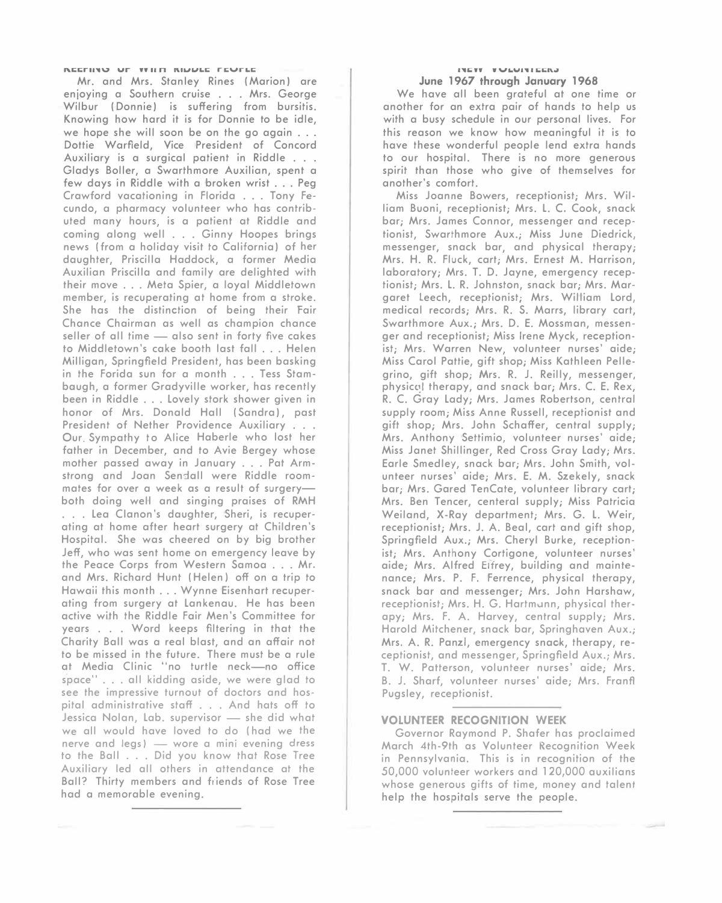## KEEPING UP WITH RIDDLE PEOPLE

Mr. and Mrs. Stanley Rines (Marion) are enjoying a Southern cruise . . . Mrs. George Wilbur (Donnie) is suffering from bursitis. Knowing how hard it is for Donnie to be idle, we hope she will soon be on the go again . . . Dottie Warfield, Vice President of Concord Auxiliary is a surgical patient in Riddle . . . Gladys Boller, a Swarthmore Auxilian, spent a few days in Riddle with a broken wrist . . . Peg Crawford vacationing in Florida . . . Tony Fecundo, a pharmacy volunteer who has contributed many hours, is a patient at Riddle and coming along well . . . Ginny Hoopes brings news (from a holiday visit to California) of her daughter, Priscilla Haddock, a former Media Auxilian Priscilla and family are delighted with their move . . . Meta Spier, a loyal Middletown member, is recuperating at home from a stroke. She has the distinction of being their Fair Chance Chairman as well as champion chance seller of all time — also sent in forty five cakes to Middletown's cake booth last fall . . . Helen Milligan, Springfield President, has been basking in the Forida sun for a month . . . Tess Stambaugh, a former Gradyville worker, has recently been in Riddle . . . Lovely stork shower given in honor of Mrs. Donald Hall (Sandra), past President of Nether Providence Auxiliary . . . Our Sympathy to Alice Haberle who lost her father in December, and to Avie Bergey whose mother passed away in January . . . Pat Armstrong and Joan Sendall were Riddle roommates for over a week as a result of surgery— both doing well and singing praises of RMH . . . Lea Clanon's daughter, Sheri, is recuperating at home after heart surgery at Children's Hospital. She was cheered on by big brother Jeff, who was sent home on emergency leave by the Peace Corps from Western Samoa . . . Mr. and Mrs. Richard Hunt (Helen) off on a trip to Hawaii this month . . . Wynne Eisenhart recuperating from surgery at Lankenau. He has been active with the Riddle Fair Men's Committee for years . . . Word keeps filtering in that the Charity Ball was a real blast, and an affair not to be missed in the future. There must be a rule at Media Clinic "no turtle neck—no office space" . . . all kidding aside, we were glad to see the impressive turnout of doctors and hospital administrative staff . . . And hats off to Jessica Nolan, Lab. supervisor — she did what we all would have loved to do (had we the nerve and legs) — wore a mini evening dress to the Ball . . . Did you know that Rose Tree Auxiliary led all others in attendance at the Ball? Thirty members and friends of Rose Tree had a memorable evening.

## NEW VOLUNTEERS

**June 1967 through January 1968**

We have all been grateful at one time or another for an extra pair of hands to help us with a busy schedule in our personal lives. For this reason we know how meaningful it is to have these wonderful people lend extra hands to our hospital. There is no more generous spirit than those who give of themselves for another's comfort.

Miss Joanne Bowers, receptionist; Mrs. William Buoni, receptionist; Mrs. L. C. Cook, snack bar; Mrs. James Connor, messenger and receptionist, Swarthmore Aux.; Miss June Diedrick, messenger, snack bar, and physical therapy; Mrs. H. R. Fluck, cart; Mrs. Ernest M. Harrison, laboratory; Mrs. T. D. Jayne, emergency receptionist; Mrs. L. R. Johnston, snack bar; Mrs. Margaret Leech, receptionist; Mrs. William Lord, medical records; Mrs. R. S. Marrs, library cart, Swarthmore Aux.; Mrs. D. E. Mossman, messenger and receptionist; Miss Irene Myck, receptionist; Mrs. Warren New, volunteer nurses' aide; Miss Carol Pattie, gift shop; Miss Kathleen Pellegrino, gift shop; Mrs. R. J. Reilly, messenger, physical therapy, and snack bar; Mrs. C. E. Rex, R. C. Gray Lady; Mrs. James Robertson, central supply room; Miss Anne Russell, receptionist and gift shop; Mrs. John Schaffer, central supply; Mrs. Anthony Settimio, volunteer nurses' aide; Miss Janet Shillinger, Red Cross Gray Lady; Mrs. Earle Smedley, snack bar; Mrs. John Smith, volunteer nurses' aide; Mrs. E. M. Szekely, snack bar; Mrs. Gared TenCate, volunteer library cart; Mrs. Ben Tencer, centeral supply; Miss Patricia Weiland, X-Ray department; Mrs. G. L. Weir, receptionist; Mrs. J. A. Beal, cart and gift shop, Springfield Aux.; Mrs. Cheryl Burke, receptionist; Mrs. Anthony Cortigone, volunteer nurses' aide; Mrs. Alfred Eifrey, building and maintenance; Mrs. P. F. Ferrence, physical therapy, snack bar and messenger; Mrs. John Harshaw, receptionist; Mrs. H. G. Hartmann, physical therapy; Mrs. F. A. Harvey, central supply; Mrs. Harold Mitchener, snack bar, Springhaven Aux.; Mrs. A. R. Panzl, emergency snack, therapy, receptionist, and messenger, Springfield Aux.; Mrs. T. W. Patterson, volunteer nurses' aide; Mrs. B. J. Sharf, volunteer nurses' aide; Mrs. Franfl Pugsley, receptionist.

## VOLUNTEER RECOGNITION WEEK

Governor Raymond P. Shafer has proclaimed March 4th-9th as Volunteer Recognition Week in Pennsylvania. This is in recognition of the 50,000 volunteer workers and 120,000 auxilians whose generous gifts of time, money and talent help the hospitals serve the people.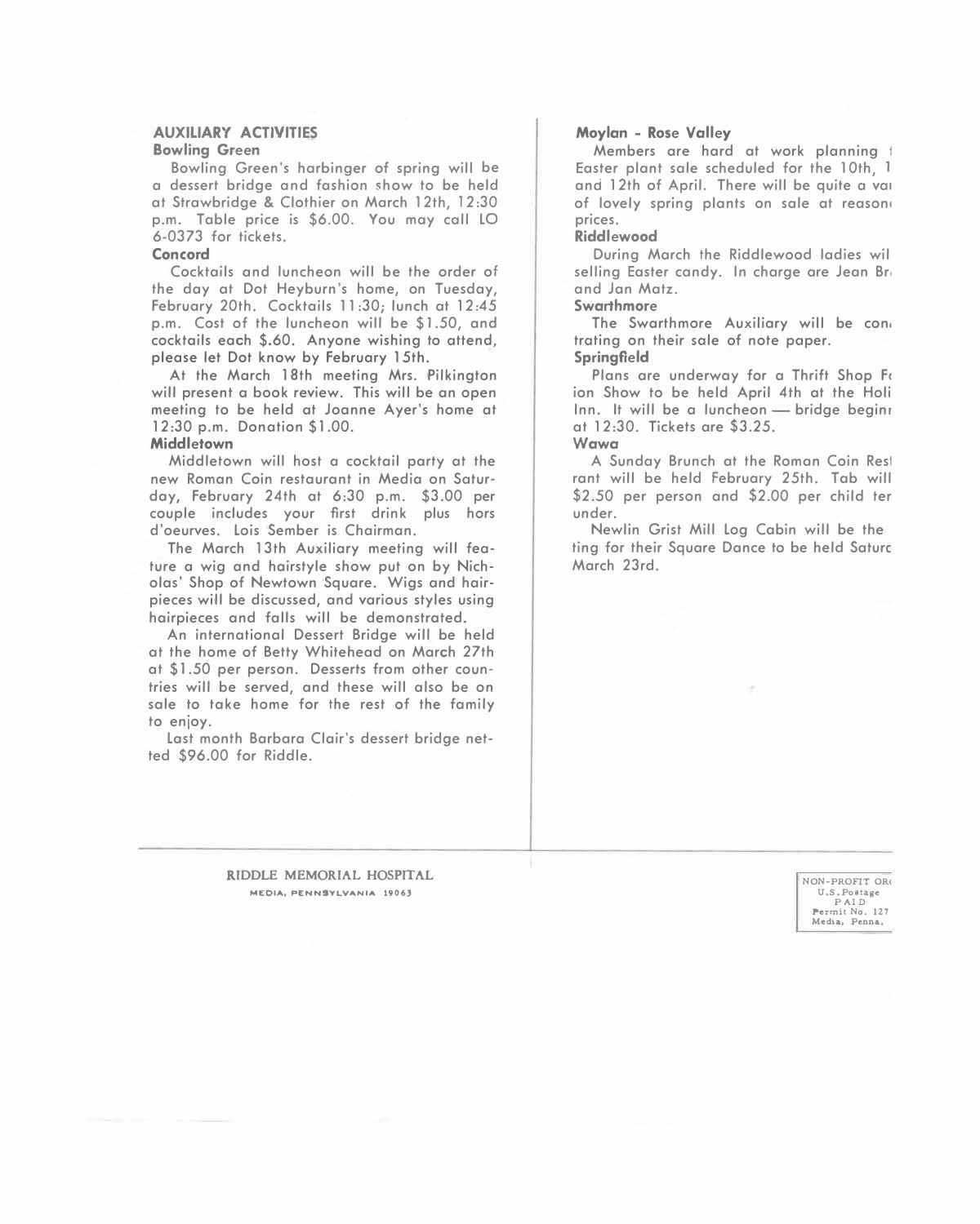## AUXILIARY ACTIVITIES

### Bowling Green

Bowling Green's harbinger of spring will be a dessert bridge and fashion show to be held at Strawbridge & Clothier on March 12th, 12:30 p.m. Table price is $6.00. You may call LO 6-0373 for tickets.

### Concord

Cocktails and luncheon will be the order of the day at Dot Heyburn's home, on Tuesday, February 20th. Cocktails 11:30; lunch at 12:45 p.m. Cost of the luncheon will be $1.50, and cocktails each $.60. Anyone wishing to attend, please let Dot know by February 15th.

At the March 18th meeting Mrs. Pilkington will present a book review. This will be an open meeting to be held at Joanne Ayer's home at 12:30 p.m. Donation $1.00.

### Middletown

Middletown will host a cocktail party at the new Roman Coin restaurant in Media on Saturday, February 24th at 6:30 p.m. $3.00 per couple includes your first drink plus hors d'oeurves. Lois Sember is Chairman.

The March 13th Auxiliary meeting will feature a wig and hairstyle show put on by Nicholas' Shop of Newtown Square. Wigs and hairpieces will be discussed, and various styles using hairpieces and falls will be demonstrated.

An international Dessert Bridge will be held at the home of Betty Whitehead on March 27th at $1.50 per person. Desserts from other countries will be served, and these will also be on sale to take home for the rest of the family to enjoy.

Last month Barbara Clair's dessert bridge netted $96.00 for Riddle.

### Moylan - Rose Valley

Members are hard at work planning t Easter plant sale scheduled for the 10th, 1 and 12th of April. There will be quite a va of lovely spring plants on sale at reason prices.

### Riddlewood

During March the Riddlewood ladies wil selling Easter candy. In charge are Jean Br and Jan Matz.

### Swarthmore

The Swarthmore Auxiliary will be con trating on their sale of note paper.

### Springfield

Plans are underway for a Thrift Shop F ion Show to be held April 4th at the Holi Inn. It will be a luncheon — bridge begin at 12:30. Tickets are $3.25.

### Wawa

A Sunday Brunch at the Roman Coin Res rant will be held February 25th. Tab will $2.50 per person and $2.00 per child ter under.

Newlin Grist Mill Log Cabin will be the ting for their Square Dance to be held Saturc March 23rd.

---

RIDDLE MEMORIAL HOSPITAL
MEDIA, PENNSYLVANIA 19063

NON-PROFIT OR
U.S. Postage
PAID
Permit No. 127
Media, Penna.